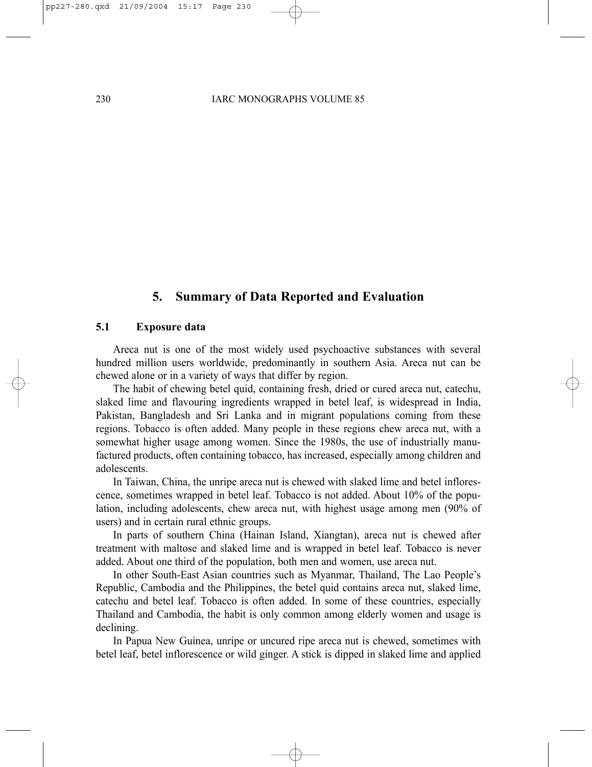## 5. Summary of Data Reported and Evaluation

### 5.1 Exposure data

Areca nut is one of the most widely used psychoactive substances with several hundred million users worldwide, predominantly in southern Asia. Areca nut can be chewed alone or in a variety of ways that differ by region.

The habit of chewing betel quid, containing fresh, dried or cured areca nut, catechu, slaked lime and flavouring ingredients wrapped in betel leaf, is widespread in India, Pakistan, Bangladesh and Sri Lanka and in migrant populations coming from these regions. Tobacco is often added. Many people in these regions chew areca nut, with a somewhat higher usage among women. Since the 1980s, the use of industrially manufactured products, often containing tobacco, has increased, especially among children and adolescents.

In Taiwan, China, the unripe areca nut is chewed with slaked lime and betel inflorescence, sometimes wrapped in betel leaf. Tobacco is not added. About 10% of the population, including adolescents, chew areca nut, with highest usage among men (90% of users) and in certain rural ethnic groups.

In parts of southern China (Hainan Island, Xiangtan), areca nut is chewed after treatment with maltose and slaked lime and is wrapped in betel leaf. Tobacco is never added. About one third of the population, both men and women, use areca nut.

In other South-East Asian countries such as Myanmar, Thailand, The Lao People's Republic, Cambodia and the Philippines, the betel quid contains areca nut, slaked lime, catechu and betel leaf. Tobacco is often added. In some of these countries, especially Thailand and Cambodia, the habit is only common among elderly women and usage is declining.

In Papua New Guinea, unripe or uncured ripe areca nut is chewed, sometimes with betel leaf, betel inflorescence or wild ginger. A stick is dipped in slaked lime and applied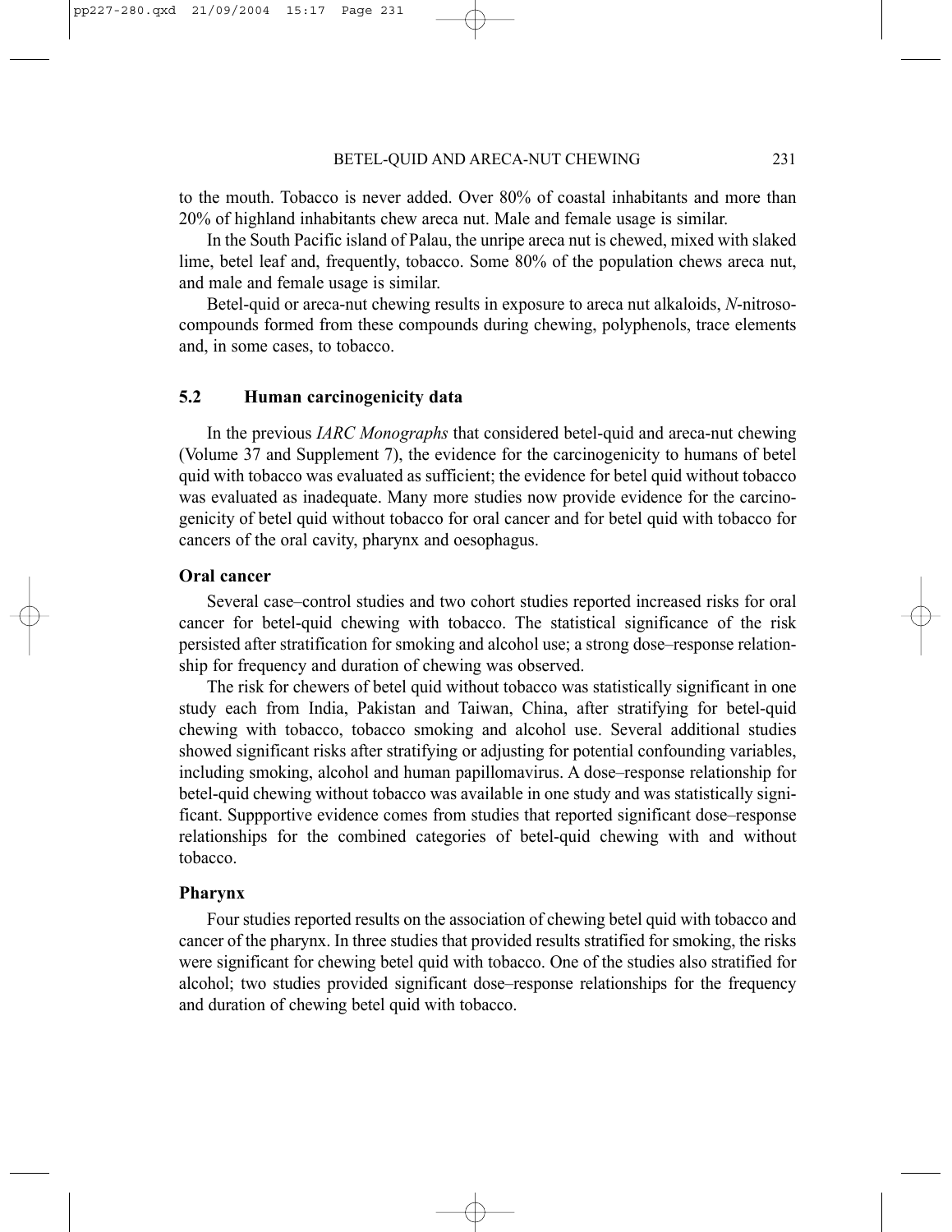to the mouth. Tobacco is never added. Over 80% of coastal inhabitants and more than 20% of highland inhabitants chew areca nut. Male and female usage is similar.

In the South Pacific island of Palau, the unripe areca nut is chewed, mixed with slaked lime, betel leaf and, frequently, tobacco. Some 80% of the population chews areca nut, and male and female usage is similar.

Betel-quid or areca-nut chewing results in exposure to areca nut alkaloids, *N*-nitroso-compounds formed from these compounds during chewing, polyphenols, trace elements and, in some cases, to tobacco.

## 5.2 Human carcinogenicity data

In the previous *IARC Monographs* that considered betel-quid and areca-nut chewing (Volume 37 and Supplement 7), the evidence for the carcinogenicity to humans of betel quid with tobacco was evaluated as sufficient; the evidence for betel quid without tobacco was evaluated as inadequate. Many more studies now provide evidence for the carcinogenicity of betel quid without tobacco for oral cancer and for betel quid with tobacco for cancers of the oral cavity, pharynx and oesophagus.

### Oral cancer

Several case–control studies and two cohort studies reported increased risks for oral cancer for betel-quid chewing with tobacco. The statistical significance of the risk persisted after stratification for smoking and alcohol use; a strong dose–response relationship for frequency and duration of chewing was observed.

The risk for chewers of betel quid without tobacco was statistically significant in one study each from India, Pakistan and Taiwan, China, after stratifying for betel-quid chewing with tobacco, tobacco smoking and alcohol use. Several additional studies showed significant risks after stratifying or adjusting for potential confounding variables, including smoking, alcohol and human papillomavirus. A dose–response relationship for betel-quid chewing without tobacco was available in one study and was statistically significant. Suppportive evidence comes from studies that reported significant dose–response relationships for the combined categories of betel-quid chewing with and without tobacco.

### Pharynx

Four studies reported results on the association of chewing betel quid with tobacco and cancer of the pharynx. In three studies that provided results stratified for smoking, the risks were significant for chewing betel quid with tobacco. One of the studies also stratified for alcohol; two studies provided significant dose–response relationships for the frequency and duration of chewing betel quid with tobacco.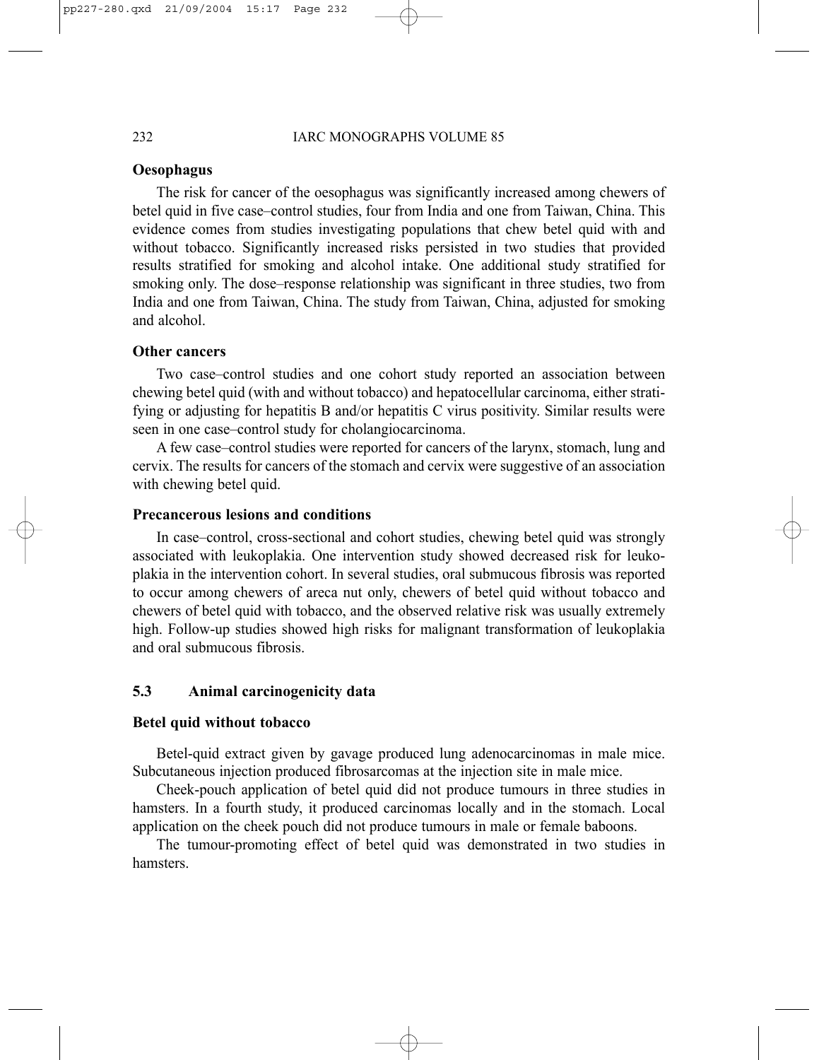**Oesophagus**

The risk for cancer of the oesophagus was significantly increased among chewers of betel quid in five case–control studies, four from India and one from Taiwan, China. This evidence comes from studies investigating populations that chew betel quid with and without tobacco. Significantly increased risks persisted in two studies that provided results stratified for smoking and alcohol intake. One additional study stratified for smoking only. The dose–response relationship was significant in three studies, two from India and one from Taiwan, China. The study from Taiwan, China, adjusted for smoking and alcohol.

**Other cancers**

Two case–control studies and one cohort study reported an association between chewing betel quid (with and without tobacco) and hepatocellular carcinoma, either stratifying or adjusting for hepatitis B and/or hepatitis C virus positivity. Similar results were seen in one case–control study for cholangiocarcinoma.

A few case–control studies were reported for cancers of the larynx, stomach, lung and cervix. The results for cancers of the stomach and cervix were suggestive of an association with chewing betel quid.

**Precancerous lesions and conditions**

In case–control, cross-sectional and cohort studies, chewing betel quid was strongly associated with leukoplakia. One intervention study showed decreased risk for leukoplakia in the intervention cohort. In several studies, oral submucous fibrosis was reported to occur among chewers of areca nut only, chewers of betel quid without tobacco and chewers of betel quid with tobacco, and the observed relative risk was usually extremely high. Follow-up studies showed high risks for malignant transformation of leukoplakia and oral submucous fibrosis.

## 5.3 Animal carcinogenicity data

**Betel quid without tobacco**

Betel-quid extract given by gavage produced lung adenocarcinomas in male mice. Subcutaneous injection produced fibrosarcomas at the injection site in male mice.

Cheek-pouch application of betel quid did not produce tumours in three studies in hamsters. In a fourth study, it produced carcinomas locally and in the stomach. Local application on the cheek pouch did not produce tumours in male or female baboons.

The tumour-promoting effect of betel quid was demonstrated in two studies in hamsters.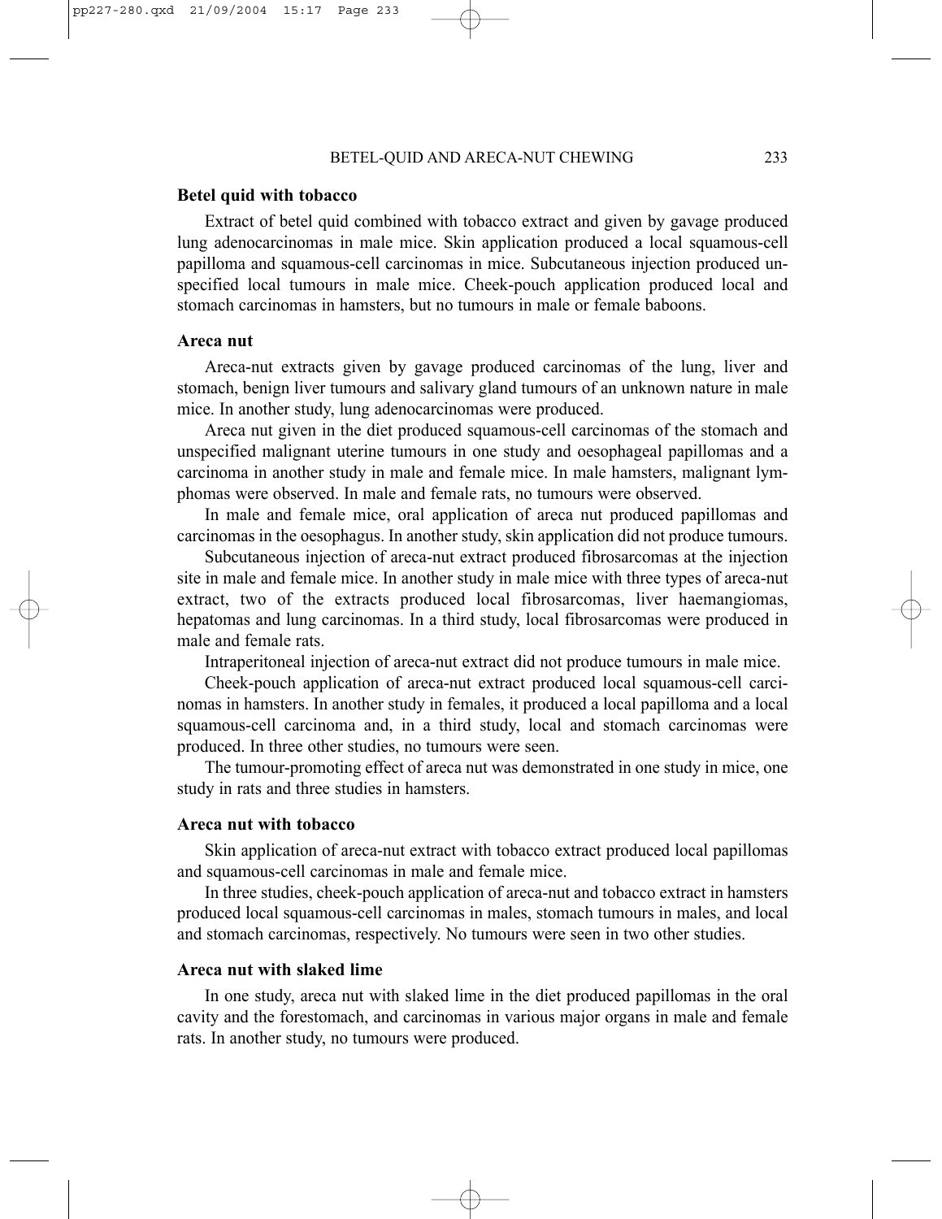### Betel quid with tobacco

Extract of betel quid combined with tobacco extract and given by gavage produced lung adenocarcinomas in male mice. Skin application produced a local squamous-cell papilloma and squamous-cell carcinomas in mice. Subcutaneous injection produced unspecified local tumours in male mice. Cheek-pouch application produced local and stomach carcinomas in hamsters, but no tumours in male or female baboons.

### Areca nut

Areca-nut extracts given by gavage produced carcinomas of the lung, liver and stomach, benign liver tumours and salivary gland tumours of an unknown nature in male mice. In another study, lung adenocarcinomas were produced.

Areca nut given in the diet produced squamous-cell carcinomas of the stomach and unspecified malignant uterine tumours in one study and oesophageal papillomas and a carcinoma in another study in male and female mice. In male hamsters, malignant lymphomas were observed. In male and female rats, no tumours were observed.

In male and female mice, oral application of areca nut produced papillomas and carcinomas in the oesophagus. In another study, skin application did not produce tumours.

Subcutaneous injection of areca-nut extract produced fibrosarcomas at the injection site in male and female mice. In another study in male mice with three types of areca-nut extract, two of the extracts produced local fibrosarcomas, liver haemangiomas, hepatomas and lung carcinomas. In a third study, local fibrosarcomas were produced in male and female rats.

Intraperitoneal injection of areca-nut extract did not produce tumours in male mice.

Cheek-pouch application of areca-nut extract produced local squamous-cell carcinomas in hamsters. In another study in females, it produced a local papilloma and a local squamous-cell carcinoma and, in a third study, local and stomach carcinomas were produced. In three other studies, no tumours were seen.

The tumour-promoting effect of areca nut was demonstrated in one study in mice, one study in rats and three studies in hamsters.

### Areca nut with tobacco

Skin application of areca-nut extract with tobacco extract produced local papillomas and squamous-cell carcinomas in male and female mice.

In three studies, cheek-pouch application of areca-nut and tobacco extract in hamsters produced local squamous-cell carcinomas in males, stomach tumours in males, and local and stomach carcinomas, respectively. No tumours were seen in two other studies.

### Areca nut with slaked lime

In one study, areca nut with slaked lime in the diet produced papillomas in the oral cavity and the forestomach, and carcinomas in various major organs in male and female rats. In another study, no tumours were produced.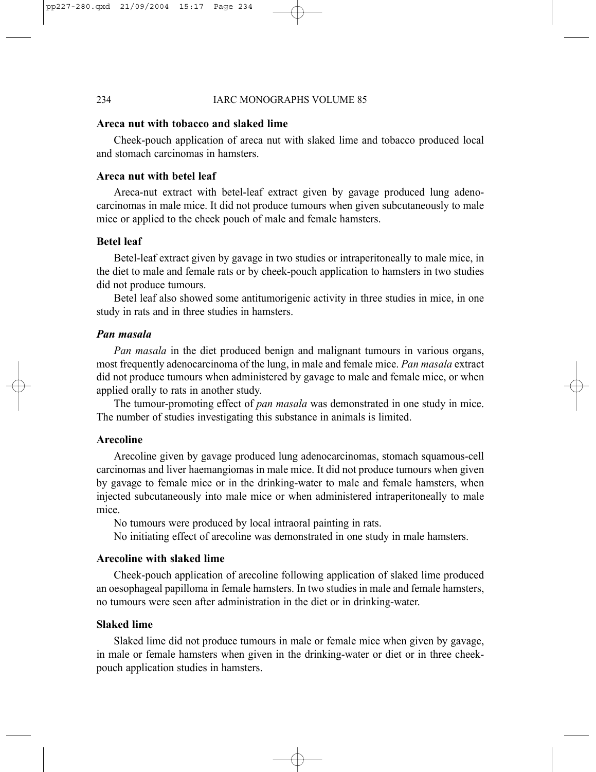### Areca nut with tobacco and slaked lime

Cheek-pouch application of areca nut with slaked lime and tobacco produced local and stomach carcinomas in hamsters.

### Areca nut with betel leaf

Areca-nut extract with betel-leaf extract given by gavage produced lung adenocarcinomas in male mice. It did not produce tumours when given subcutaneously to male mice or applied to the cheek pouch of male and female hamsters.

### Betel leaf

Betel-leaf extract given by gavage in two studies or intraperitoneally to male mice, in the diet to male and female rats or by cheek-pouch application to hamsters in two studies did not produce tumours.

Betel leaf also showed some antitumorigenic activity in three studies in mice, in one study in rats and in three studies in hamsters.

### *Pan masala*

*Pan masala* in the diet produced benign and malignant tumours in various organs, most frequently adenocarcinoma of the lung, in male and female mice. *Pan masala* extract did not produce tumours when administered by gavage to male and female mice, or when applied orally to rats in another study.

The tumour-promoting effect of *pan masala* was demonstrated in one study in mice. The number of studies investigating this substance in animals is limited.

### Arecoline

Arecoline given by gavage produced lung adenocarcinomas, stomach squamous-cell carcinomas and liver haemangiomas in male mice. It did not produce tumours when given by gavage to female mice or in the drinking-water to male and female hamsters, when injected subcutaneously into male mice or when administered intraperitoneally to male mice.

No tumours were produced by local intraoral painting in rats.

No initiating effect of arecoline was demonstrated in one study in male hamsters.

### Arecoline with slaked lime

Cheek-pouch application of arecoline following application of slaked lime produced an oesophageal papilloma in female hamsters. In two studies in male and female hamsters, no tumours were seen after administration in the diet or in drinking-water.

### Slaked lime

Slaked lime did not produce tumours in male or female mice when given by gavage, in male or female hamsters when given in the drinking-water or diet or in three cheek-pouch application studies in hamsters.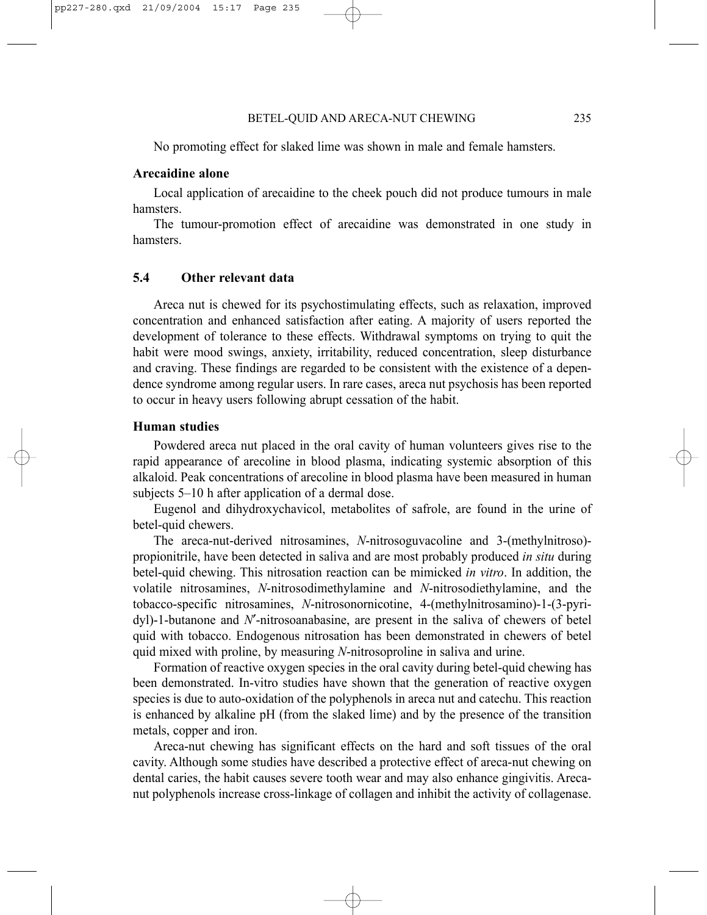No promoting effect for slaked lime was shown in male and female hamsters.

### Arecaidine alone

Local application of arecaidine to the cheek pouch did not produce tumours in male hamsters.

The tumour-promotion effect of arecaidine was demonstrated in one study in hamsters.

## 5.4 Other relevant data

Areca nut is chewed for its psychostimulating effects, such as relaxation, improved concentration and enhanced satisfaction after eating. A majority of users reported the development of tolerance to these effects. Withdrawal symptoms on trying to quit the habit were mood swings, anxiety, irritability, reduced concentration, sleep disturbance and craving. These findings are regarded to be consistent with the existence of a dependence syndrome among regular users. In rare cases, areca nut psychosis has been reported to occur in heavy users following abrupt cessation of the habit.

### Human studies

Powdered areca nut placed in the oral cavity of human volunteers gives rise to the rapid appearance of arecoline in blood plasma, indicating systemic absorption of this alkaloid. Peak concentrations of arecoline in blood plasma have been measured in human subjects 5–10 h after application of a dermal dose.

Eugenol and dihydroxychavicol, metabolites of safrole, are found in the urine of betel-quid chewers.

The areca-nut-derived nitrosamines, *N*-nitrosoguvacoline and 3-(methylnitroso)-propionitrile, have been detected in saliva and are most probably produced *in situ* during betel-quid chewing. This nitrosation reaction can be mimicked *in vitro*. In addition, the volatile nitrosamines, *N*-nitrosodimethylamine and *N*-nitrosodiethylamine, and the tobacco-specific nitrosamines, *N*-nitrosonornicotine, 4-(methylnitrosamino)-1-(3-pyridyl)-1-butanone and *N*′-nitrosoanabasine, are present in the saliva of chewers of betel quid with tobacco. Endogenous nitrosation has been demonstrated in chewers of betel quid mixed with proline, by measuring *N*-nitrosoproline in saliva and urine.

Formation of reactive oxygen species in the oral cavity during betel-quid chewing has been demonstrated. In-vitro studies have shown that the generation of reactive oxygen species is due to auto-oxidation of the polyphenols in areca nut and catechu. This reaction is enhanced by alkaline pH (from the slaked lime) and by the presence of the transition metals, copper and iron.

Areca-nut chewing has significant effects on the hard and soft tissues of the oral cavity. Although some studies have described a protective effect of areca-nut chewing on dental caries, the habit causes severe tooth wear and may also enhance gingivitis. Areca-nut polyphenols increase cross-linkage of collagen and inhibit the activity of collagenase.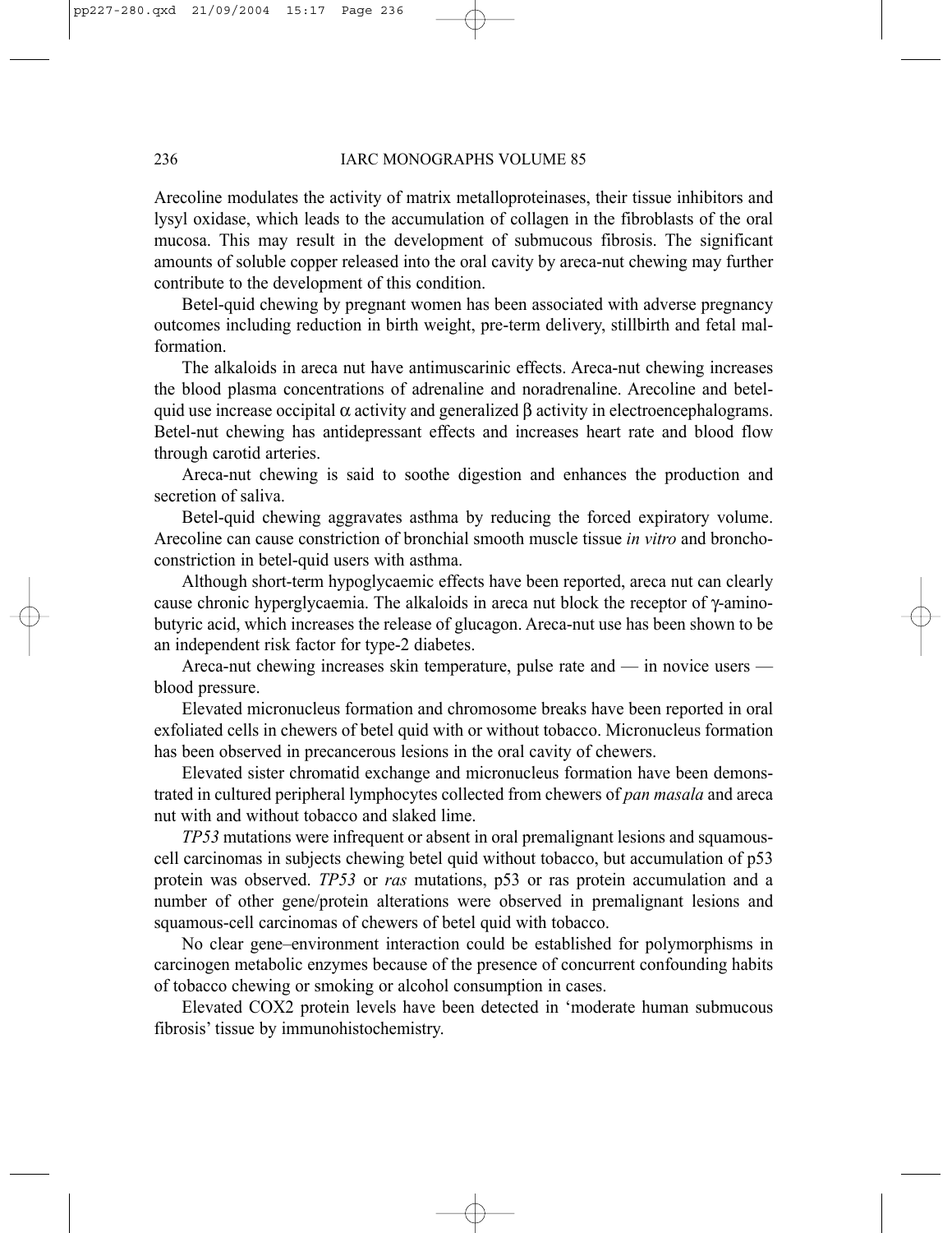Arecoline modulates the activity of matrix metalloproteinases, their tissue inhibitors and lysyl oxidase, which leads to the accumulation of collagen in the fibroblasts of the oral mucosa. This may result in the development of submucous fibrosis. The significant amounts of soluble copper released into the oral cavity by areca-nut chewing may further contribute to the development of this condition.

Betel-quid chewing by pregnant women has been associated with adverse pregnancy outcomes including reduction in birth weight, pre-term delivery, stillbirth and fetal malformation.

The alkaloids in areca nut have antimuscarinic effects. Areca-nut chewing increases the blood plasma concentrations of adrenaline and noradrenaline. Arecoline and betel-quid use increase occipital $\alpha$ activity and generalized $\beta$ activity in electroencephalograms. Betel-nut chewing has antidepressant effects and increases heart rate and blood flow through carotid arteries.

Areca-nut chewing is said to soothe digestion and enhances the production and secretion of saliva.

Betel-quid chewing aggravates asthma by reducing the forced expiratory volume. Arecoline can cause constriction of bronchial smooth muscle tissue *in vitro* and bronchoconstriction in betel-quid users with asthma.

Although short-term hypoglycaemic effects have been reported, areca nut can clearly cause chronic hyperglycaemia. The alkaloids in areca nut block the receptor of $\gamma$-aminobutyric acid, which increases the release of glucagon. Areca-nut use has been shown to be an independent risk factor for type-2 diabetes.

Areca-nut chewing increases skin temperature, pulse rate and — in novice users — blood pressure.

Elevated micronucleus formation and chromosome breaks have been reported in oral exfoliated cells in chewers of betel quid with or without tobacco. Micronucleus formation has been observed in precancerous lesions in the oral cavity of chewers.

Elevated sister chromatid exchange and micronucleus formation have been demonstrated in cultured peripheral lymphocytes collected from chewers of *pan masala* and areca nut with and without tobacco and slaked lime.

*TP53* mutations were infrequent or absent in oral premalignant lesions and squamous-cell carcinomas in subjects chewing betel quid without tobacco, but accumulation of p53 protein was observed. *TP53* or *ras* mutations, p53 or ras protein accumulation and a number of other gene/protein alterations were observed in premalignant lesions and squamous-cell carcinomas of chewers of betel quid with tobacco.

No clear gene–environment interaction could be established for polymorphisms in carcinogen metabolic enzymes because of the presence of concurrent confounding habits of tobacco chewing or smoking or alcohol consumption in cases.

Elevated COX2 protein levels have been detected in 'moderate human submucous fibrosis' tissue by immunohistochemistry.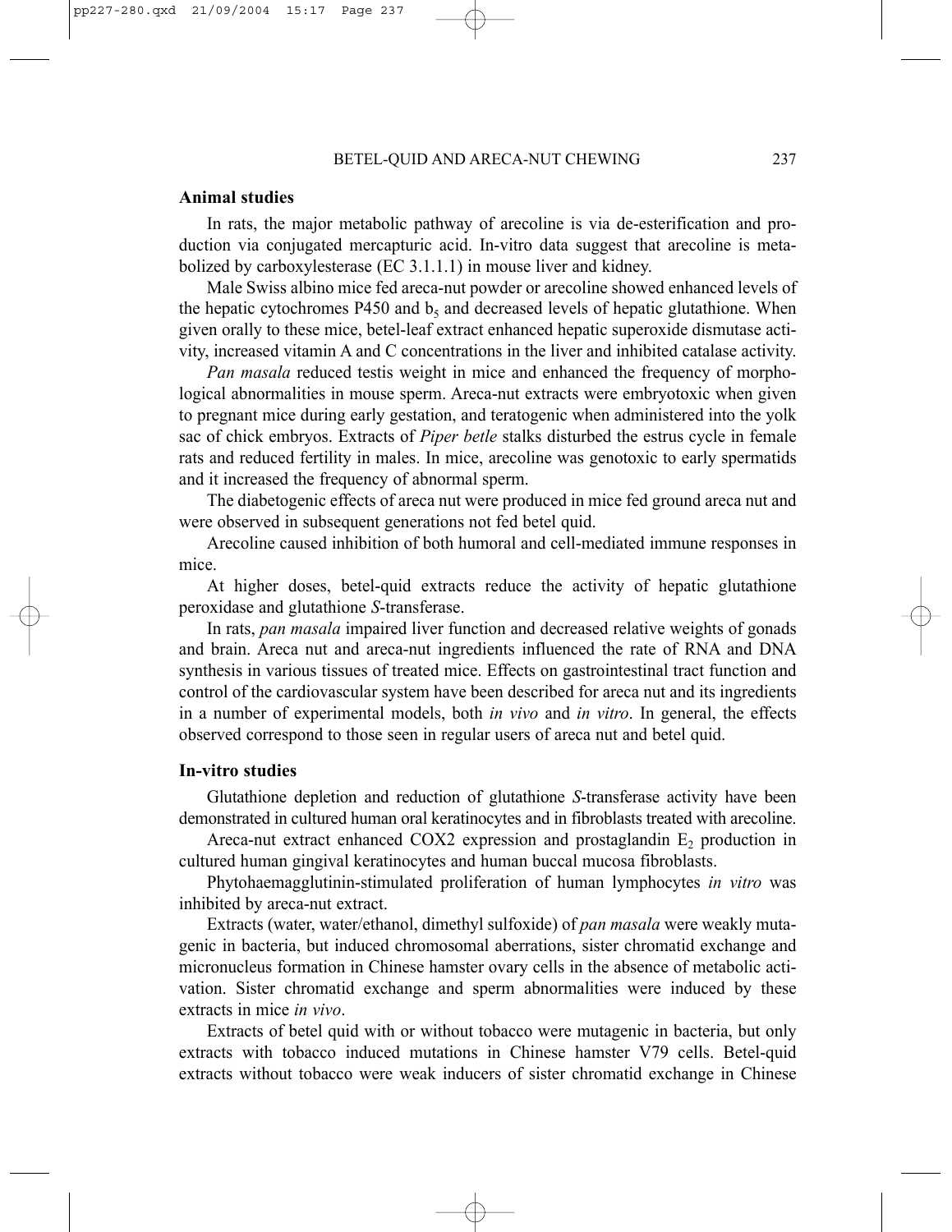### Animal studies

In rats, the major metabolic pathway of arecoline is via de-esterification and production via conjugated mercapturic acid. In-vitro data suggest that arecoline is metabolized by carboxylesterase (EC 3.1.1.1) in mouse liver and kidney.

Male Swiss albino mice fed areca-nut powder or arecoline showed enhanced levels of the hepatic cytochromes P450 and $b_5$ and decreased levels of hepatic glutathione. When given orally to these mice, betel-leaf extract enhanced hepatic superoxide dismutase activity, increased vitamin A and C concentrations in the liver and inhibited catalase activity.

*Pan masala* reduced testis weight in mice and enhanced the frequency of morphological abnormalities in mouse sperm. Areca-nut extracts were embryotoxic when given to pregnant mice during early gestation, and teratogenic when administered into the yolk sac of chick embryos. Extracts of *Piper betle* stalks disturbed the estrus cycle in female rats and reduced fertility in males. In mice, arecoline was genotoxic to early spermatids and it increased the frequency of abnormal sperm.

The diabetogenic effects of areca nut were produced in mice fed ground areca nut and were observed in subsequent generations not fed betel quid.

Arecoline caused inhibition of both humoral and cell-mediated immune responses in mice.

At higher doses, betel-quid extracts reduce the activity of hepatic glutathione peroxidase and glutathione *S*-transferase.

In rats, *pan masala* impaired liver function and decreased relative weights of gonads and brain. Areca nut and areca-nut ingredients influenced the rate of RNA and DNA synthesis in various tissues of treated mice. Effects on gastrointestinal tract function and control of the cardiovascular system have been described for areca nut and its ingredients in a number of experimental models, both *in vivo* and *in vitro*. In general, the effects observed correspond to those seen in regular users of areca nut and betel quid.

### In-vitro studies

Glutathione depletion and reduction of glutathione *S*-transferase activity have been demonstrated in cultured human oral keratinocytes and in fibroblasts treated with arecoline.

Areca-nut extract enhanced COX2 expression and prostaglandin $E_2$ production in cultured human gingival keratinocytes and human buccal mucosa fibroblasts.

Phytohaemagglutinin-stimulated proliferation of human lymphocytes *in vitro* was inhibited by areca-nut extract.

Extracts (water, water/ethanol, dimethyl sulfoxide) of *pan masala* were weakly mutagenic in bacteria, but induced chromosomal aberrations, sister chromatid exchange and micronucleus formation in Chinese hamster ovary cells in the absence of metabolic activation. Sister chromatid exchange and sperm abnormalities were induced by these extracts in mice *in vivo*.

Extracts of betel quid with or without tobacco were mutagenic in bacteria, but only extracts with tobacco induced mutations in Chinese hamster V79 cells. Betel-quid extracts without tobacco were weak inducers of sister chromatid exchange in Chinese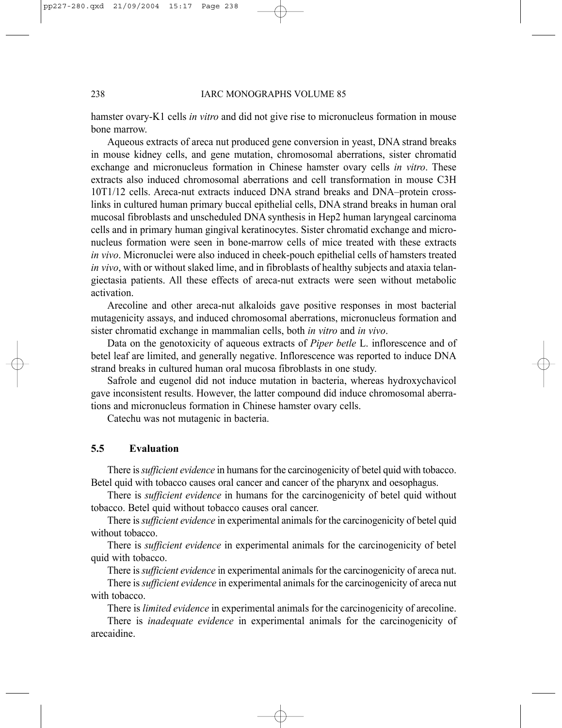hamster ovary-K1 cells *in vitro* and did not give rise to micronucleus formation in mouse bone marrow.

Aqueous extracts of areca nut produced gene conversion in yeast, DNA strand breaks in mouse kidney cells, and gene mutation, chromosomal aberrations, sister chromatid exchange and micronucleus formation in Chinese hamster ovary cells *in vitro*. These extracts also induced chromosomal aberrations and cell transformation in mouse C3H 10T1/12 cells. Areca-nut extracts induced DNA strand breaks and DNA–protein cross-links in cultured human primary buccal epithelial cells, DNA strand breaks in human oral mucosal fibroblasts and unscheduled DNA synthesis in Hep2 human laryngeal carcinoma cells and in primary human gingival keratinocytes. Sister chromatid exchange and micronucleus formation were seen in bone-marrow cells of mice treated with these extracts *in vivo*. Micronuclei were also induced in cheek-pouch epithelial cells of hamsters treated *in vivo*, with or without slaked lime, and in fibroblasts of healthy subjects and ataxia telangiectasia patients. All these effects of areca-nut extracts were seen without metabolic activation.

Arecoline and other areca-nut alkaloids gave positive responses in most bacterial mutagenicity assays, and induced chromosomal aberrations, micronucleus formation and sister chromatid exchange in mammalian cells, both *in vitro* and *in vivo*.

Data on the genotoxicity of aqueous extracts of *Piper betle* L. inflorescence and of betel leaf are limited, and generally negative. Inflorescence was reported to induce DNA strand breaks in cultured human oral mucosa fibroblasts in one study.

Safrole and eugenol did not induce mutation in bacteria, whereas hydroxychavicol gave inconsistent results. However, the latter compound did induce chromosomal aberrations and micronucleus formation in Chinese hamster ovary cells.

Catechu was not mutagenic in bacteria.

### 5.5 Evaluation

There is *sufficient evidence* in humans for the carcinogenicity of betel quid with tobacco. Betel quid with tobacco causes oral cancer and cancer of the pharynx and oesophagus.

There is *sufficient evidence* in humans for the carcinogenicity of betel quid without tobacco. Betel quid without tobacco causes oral cancer.

There is *sufficient evidence* in experimental animals for the carcinogenicity of betel quid without tobacco.

There is *sufficient evidence* in experimental animals for the carcinogenicity of betel quid with tobacco.

There is *sufficient evidence* in experimental animals for the carcinogenicity of areca nut.

There is *sufficient evidence* in experimental animals for the carcinogenicity of areca nut with tobacco.

There is *limited evidence* in experimental animals for the carcinogenicity of arecoline.

There is *inadequate evidence* in experimental animals for the carcinogenicity of arecaidine.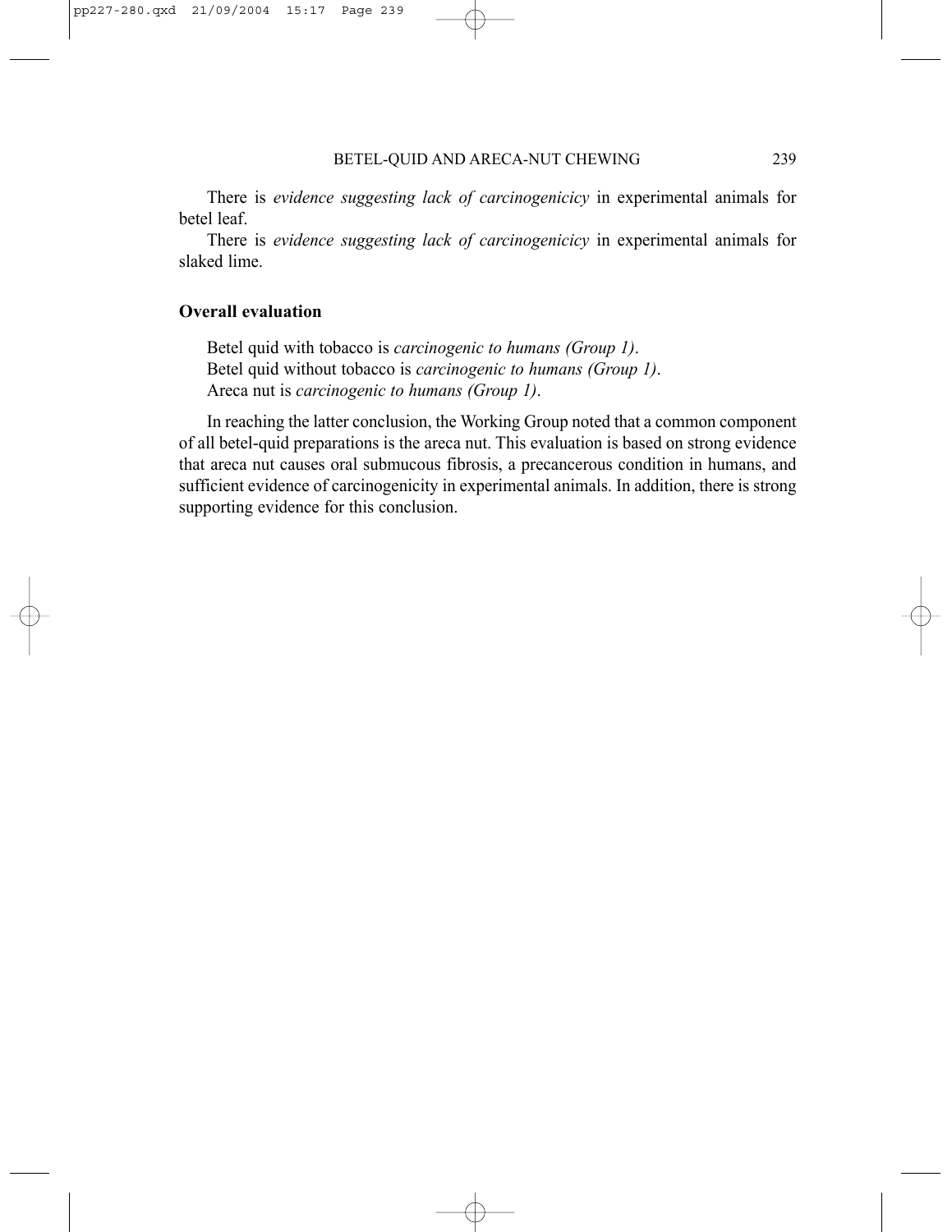There is *evidence suggesting lack of carcinogenicicy* in experimental animals for betel leaf.

There is *evidence suggesting lack of carcinogenicicy* in experimental animals for slaked lime.

## Overall evaluation

Betel quid with tobacco is *carcinogenic to humans (Group 1)*.
Betel quid without tobacco is *carcinogenic to humans (Group 1)*.
Areca nut is *carcinogenic to humans (Group 1)*.

In reaching the latter conclusion, the Working Group noted that a common component of all betel-quid preparations is the areca nut. This evaluation is based on strong evidence that areca nut causes oral submucous fibrosis, a precancerous condition in humans, and sufficient evidence of carcinogenicity in experimental animals. In addition, there is strong supporting evidence for this conclusion.